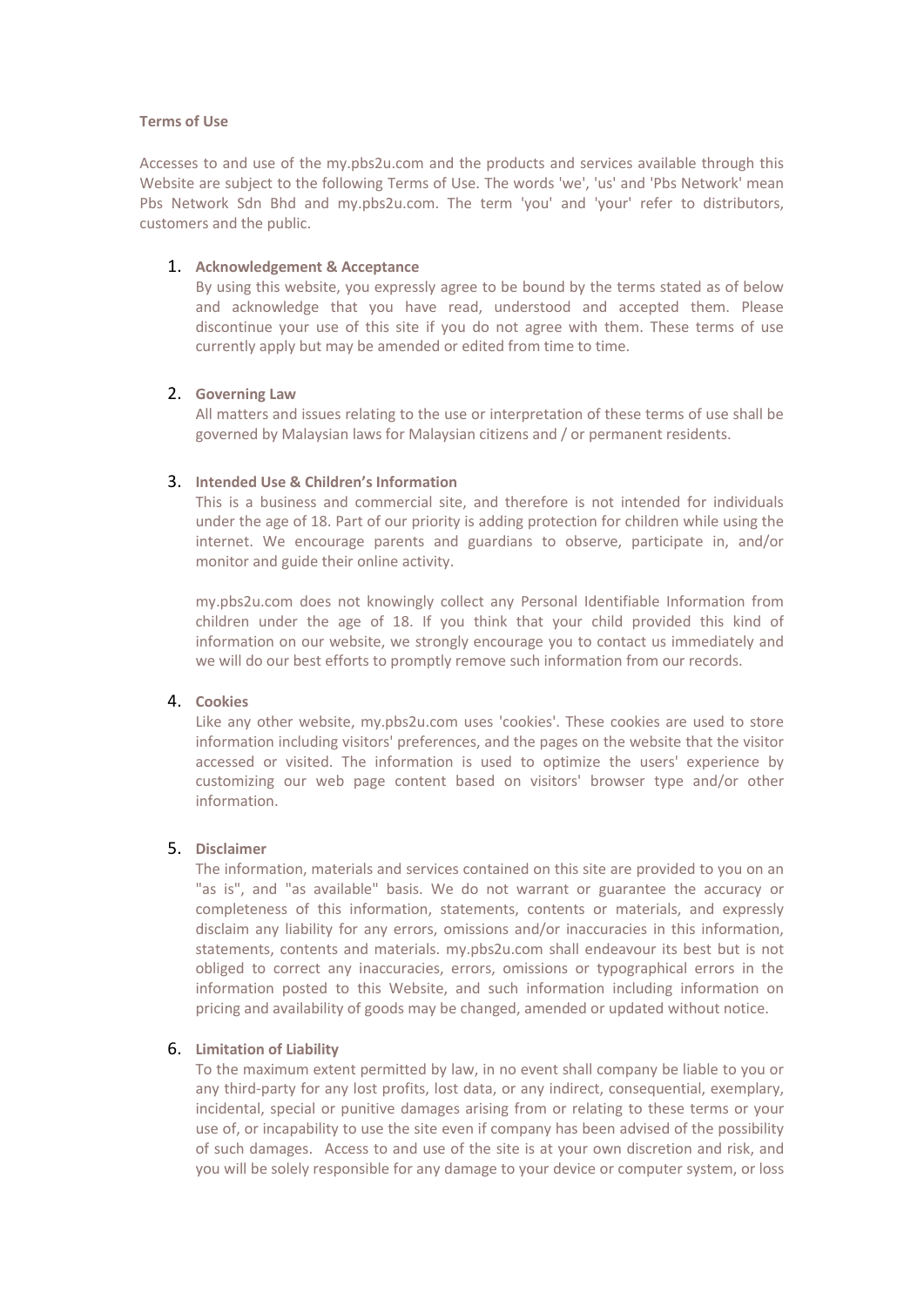**Terms of Use**

Accesses to and use of the my.pbs2u.com and the products and services available through this Website are subject to the following Terms of Use. The words 'we', 'us' and 'Pbs Network' mean Pbs Network Sdn Bhd and my.pbs2u.com. The term 'you' and 'your' refer to distributors, customers and the public.

1. **Acknowledgement & Acceptance**
   By using this website, you expressly agree to be bound by the terms stated as of below and acknowledge that you have read, understood and accepted them. Please discontinue your use of this site if you do not agree with them. These terms of use currently apply but may be amended or edited from time to time.

2. **Governing Law**
   All matters and issues relating to the use or interpretation of these terms of use shall be governed by Malaysian laws for Malaysian citizens and / or permanent residents.

3. **Intended Use & Children's Information**
   This is a business and commercial site, and therefore is not intended for individuals under the age of 18. Part of our priority is adding protection for children while using the internet. We encourage parents and guardians to observe, participate in, and/or monitor and guide their online activity.

   my.pbs2u.com does not knowingly collect any Personal Identifiable Information from children under the age of 18. If you think that your child provided this kind of information on our website, we strongly encourage you to contact us immediately and we will do our best efforts to promptly remove such information from our records.

4. **Cookies**
   Like any other website, my.pbs2u.com uses 'cookies'. These cookies are used to store information including visitors' preferences, and the pages on the website that the visitor accessed or visited. The information is used to optimize the users' experience by customizing our web page content based on visitors' browser type and/or other information.

5. **Disclaimer**
   The information, materials and services contained on this site are provided to you on an "as is", and "as available" basis. We do not warrant or guarantee the accuracy or completeness of this information, statements, contents or materials, and expressly disclaim any liability for any errors, omissions and/or inaccuracies in this information, statements, contents and materials. my.pbs2u.com shall endeavour its best but is not obliged to correct any inaccuracies, errors, omissions or typographical errors in the information posted to this Website, and such information including information on pricing and availability of goods may be changed, amended or updated without notice.

6. **Limitation of Liability**
   To the maximum extent permitted by law, in no event shall company be liable to you or any third-party for any lost profits, lost data, or any indirect, consequential, exemplary, incidental, special or punitive damages arising from or relating to these terms or your use of, or incapability to use the site even if company has been advised of the possibility of such damages. Access to and use of the site is at your own discretion and risk, and you will be solely responsible for any damage to your device or computer system, or loss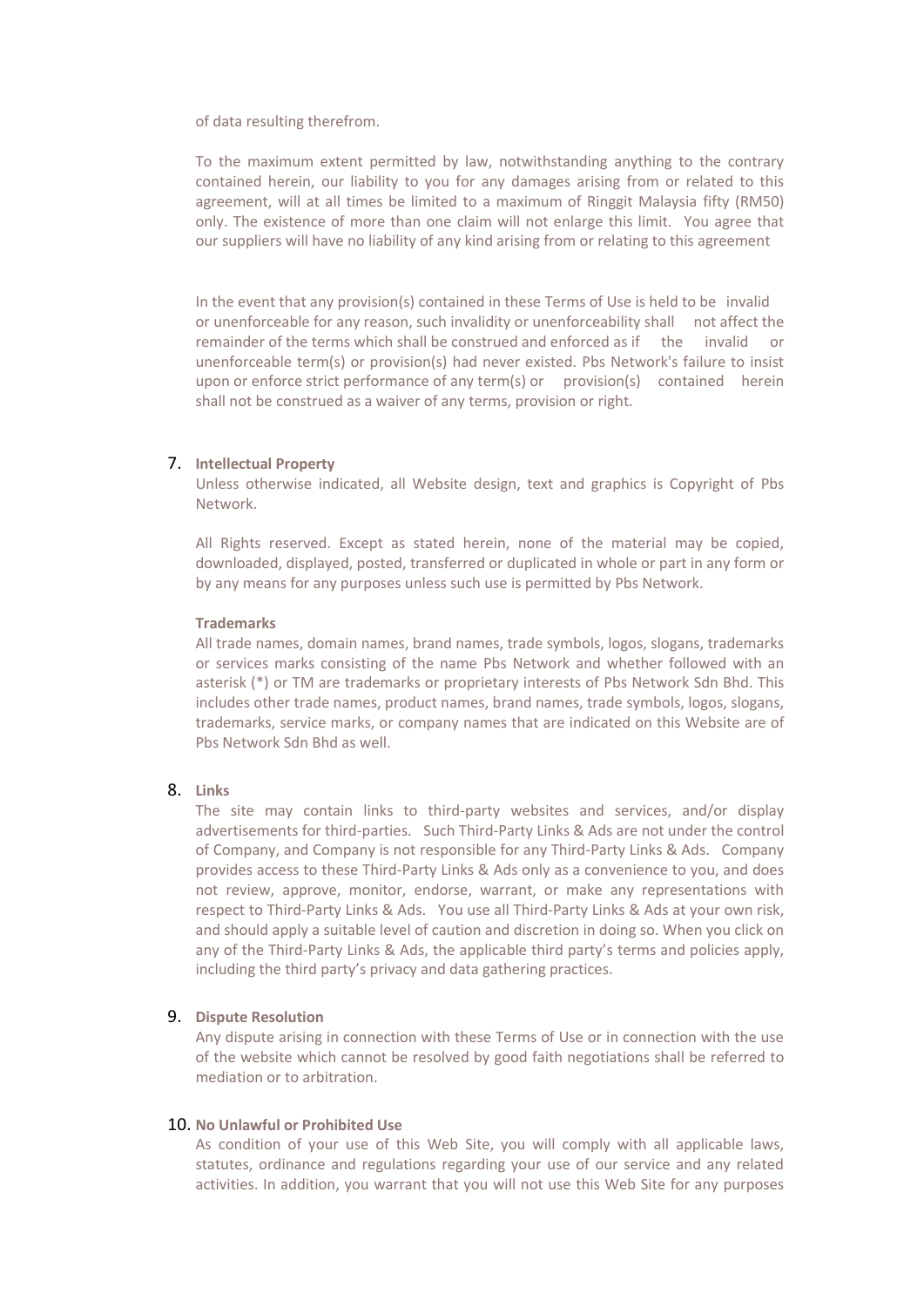of data resulting therefrom.

To the maximum extent permitted by law, notwithstanding anything to the contrary contained herein, our liability to you for any damages arising from or related to this agreement, will at all times be limited to a maximum of Ringgit Malaysia fifty (RM50) only. The existence of more than one claim will not enlarge this limit. You agree that our suppliers will have no liability of any kind arising from or relating to this agreement

In the event that any provision(s) contained in these Terms of Use is held to be invalid or unenforceable for any reason, such invalidity or unenforceability shall not affect the remainder of the terms which shall be construed and enforced as if the invalid or unenforceable term(s) or provision(s) had never existed. Pbs Network's failure to insist upon or enforce strict performance of any term(s) or provision(s) contained herein shall not be construed as a waiver of any terms, provision or right.

## 7. Intellectual Property

Unless otherwise indicated, all Website design, text and graphics is Copyright of Pbs Network.

All Rights reserved. Except as stated herein, none of the material may be copied, downloaded, displayed, posted, transferred or duplicated in whole or part in any form or by any means for any purposes unless such use is permitted by Pbs Network.

### Trademarks

All trade names, domain names, brand names, trade symbols, logos, slogans, trademarks or services marks consisting of the name Pbs Network and whether followed with an asterisk (*) or TM are trademarks or proprietary interests of Pbs Network Sdn Bhd. This includes other trade names, product names, brand names, trade symbols, logos, slogans, trademarks, service marks, or company names that are indicated on this Website are of Pbs Network Sdn Bhd as well.

## 8. Links

The site may contain links to third-party websites and services, and/or display advertisements for third-parties. Such Third-Party Links & Ads are not under the control of Company, and Company is not responsible for any Third-Party Links & Ads. Company provides access to these Third-Party Links & Ads only as a convenience to you, and does not review, approve, monitor, endorse, warrant, or make any representations with respect to Third-Party Links & Ads. You use all Third-Party Links & Ads at your own risk, and should apply a suitable level of caution and discretion in doing so. When you click on any of the Third-Party Links & Ads, the applicable third party's terms and policies apply, including the third party's privacy and data gathering practices.

## 9. Dispute Resolution

Any dispute arising in connection with these Terms of Use or in connection with the use of the website which cannot be resolved by good faith negotiations shall be referred to mediation or to arbitration.

## 10. No Unlawful or Prohibited Use

As condition of your use of this Web Site, you will comply with all applicable laws, statutes, ordinance and regulations regarding your use of our service and any related activities. In addition, you warrant that you will not use this Web Site for any purposes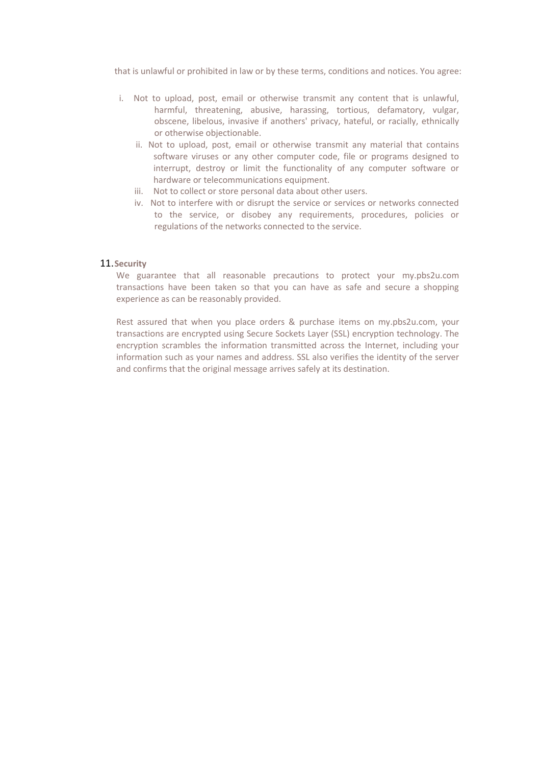that is unlawful or prohibited in law or by these terms, conditions and notices. You agree:

i. Not to upload, post, email or otherwise transmit any content that is unlawful, harmful, threatening, abusive, harassing, tortious, defamatory, vulgar, obscene, libelous, invasive if anothers' privacy, hateful, or racially, ethnically or otherwise objectionable.
ii. Not to upload, post, email or otherwise transmit any material that contains software viruses or any other computer code, file or programs designed to interrupt, destroy or limit the functionality of any computer software or hardware or telecommunications equipment.
iii. Not to collect or store personal data about other users.
iv. Not to interfere with or disrupt the service or services or networks connected to the service, or disobey any requirements, procedures, policies or regulations of the networks connected to the service.

## 11. Security

We guarantee that all reasonable precautions to protect your my.pbs2u.com transactions have been taken so that you can have as safe and secure a shopping experience as can be reasonably provided.

Rest assured that when you place orders & purchase items on my.pbs2u.com, your transactions are encrypted using Secure Sockets Layer (SSL) encryption technology. The encryption scrambles the information transmitted across the Internet, including your information such as your names and address. SSL also verifies the identity of the server and confirms that the original message arrives safely at its destination.